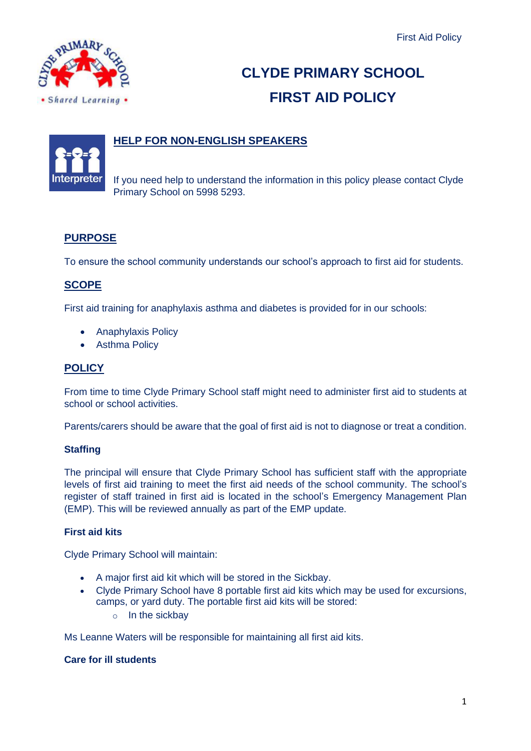# CLYDE PRIMARY SCHOOL
# FIRST AID POLICY

## HELP FOR NON-ENGLISH SPEAKERS

If you need help to understand the information in this policy please contact Clyde Primary School on 5998 5293.

## PURPOSE

To ensure the school community understands our school's approach to first aid for students.

## SCOPE

First aid training for anaphylaxis asthma and diabetes is provided for in our schools:

- Anaphylaxis Policy
- Asthma Policy

## POLICY

From time to time Clyde Primary School staff might need to administer first aid to students at school or school activities.

Parents/carers should be aware that the goal of first aid is not to diagnose or treat a condition.

### Staffing

The principal will ensure that Clyde Primary School has sufficient staff with the appropriate levels of first aid training to meet the first aid needs of the school community. The school's register of staff trained in first aid is located in the school's Emergency Management Plan (EMP). This will be reviewed annually as part of the EMP update.

### First aid kits

Clyde Primary School will maintain:

- A major first aid kit which will be stored in the Sickbay.
- Clyde Primary School have 8 portable first aid kits which may be used for excursions, camps, or yard duty. The portable first aid kits will be stored:
  - In the sickbay

Ms Leanne Waters will be responsible for maintaining all first aid kits.

### Care for ill students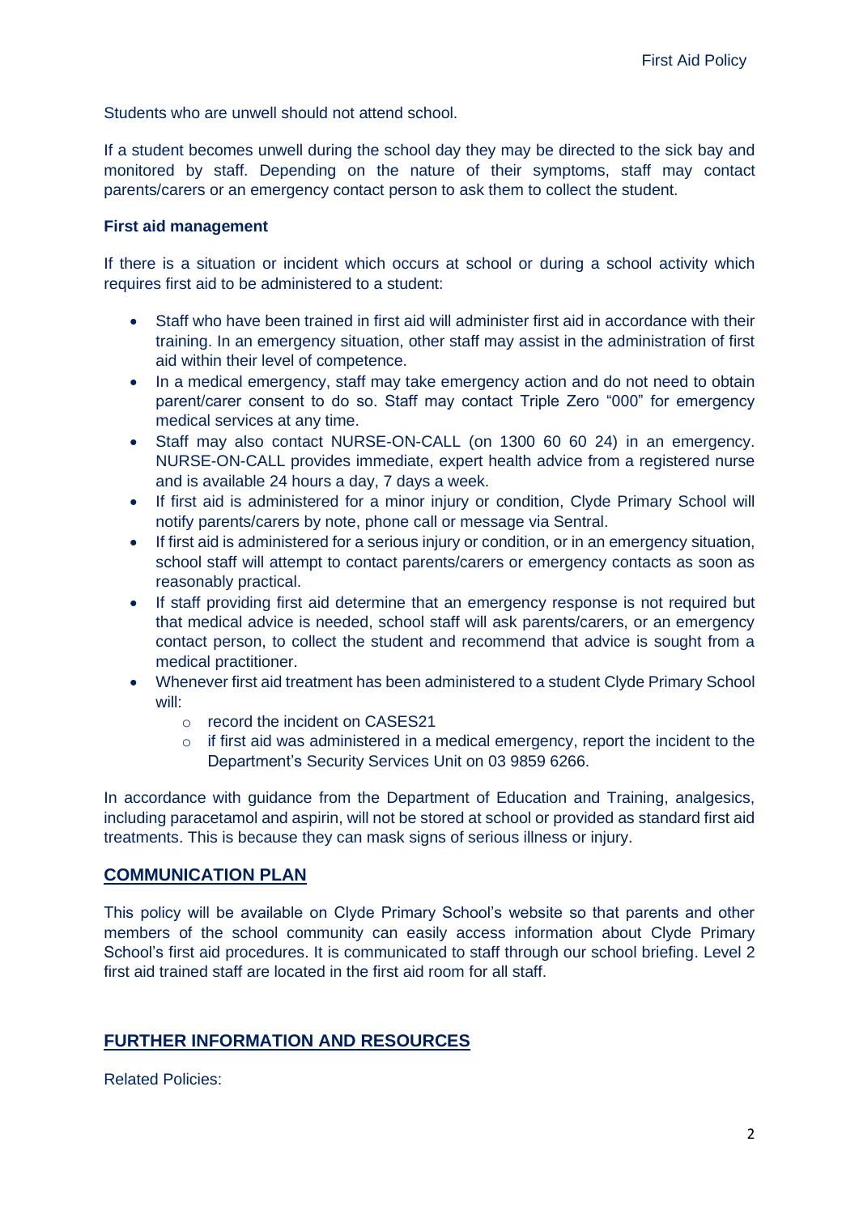Students who are unwell should not attend school.

If a student becomes unwell during the school day they may be directed to the sick bay and monitored by staff. Depending on the nature of their symptoms, staff may contact parents/carers or an emergency contact person to ask them to collect the student.

**First aid management**

If there is a situation or incident which occurs at school or during a school activity which requires first aid to be administered to a student:

- Staff who have been trained in first aid will administer first aid in accordance with their training. In an emergency situation, other staff may assist in the administration of first aid within their level of competence.
- In a medical emergency, staff may take emergency action and do not need to obtain parent/carer consent to do so. Staff may contact Triple Zero "000" for emergency medical services at any time.
- Staff may also contact NURSE-ON-CALL (on 1300 60 60 24) in an emergency. NURSE-ON-CALL provides immediate, expert health advice from a registered nurse and is available 24 hours a day, 7 days a week.
- If first aid is administered for a minor injury or condition, Clyde Primary School will notify parents/carers by note, phone call or message via Sentral.
- If first aid is administered for a serious injury or condition, or in an emergency situation, school staff will attempt to contact parents/carers or emergency contacts as soon as reasonably practical.
- If staff providing first aid determine that an emergency response is not required but that medical advice is needed, school staff will ask parents/carers, or an emergency contact person, to collect the student and recommend that advice is sought from a medical practitioner.
- Whenever first aid treatment has been administered to a student Clyde Primary School will:
    - record the incident on CASES21
    - if first aid was administered in a medical emergency, report the incident to the Department's Security Services Unit on 03 9859 6266.

In accordance with guidance from the Department of Education and Training, analgesics, including paracetamol and aspirin, will not be stored at school or provided as standard first aid treatments. This is because they can mask signs of serious illness or injury.

## COMMUNICATION PLAN

This policy will be available on Clyde Primary School's website so that parents and other members of the school community can easily access information about Clyde Primary School's first aid procedures. It is communicated to staff through our school briefing. Level 2 first aid trained staff are located in the first aid room for all staff.

## FURTHER INFORMATION AND RESOURCES

Related Policies: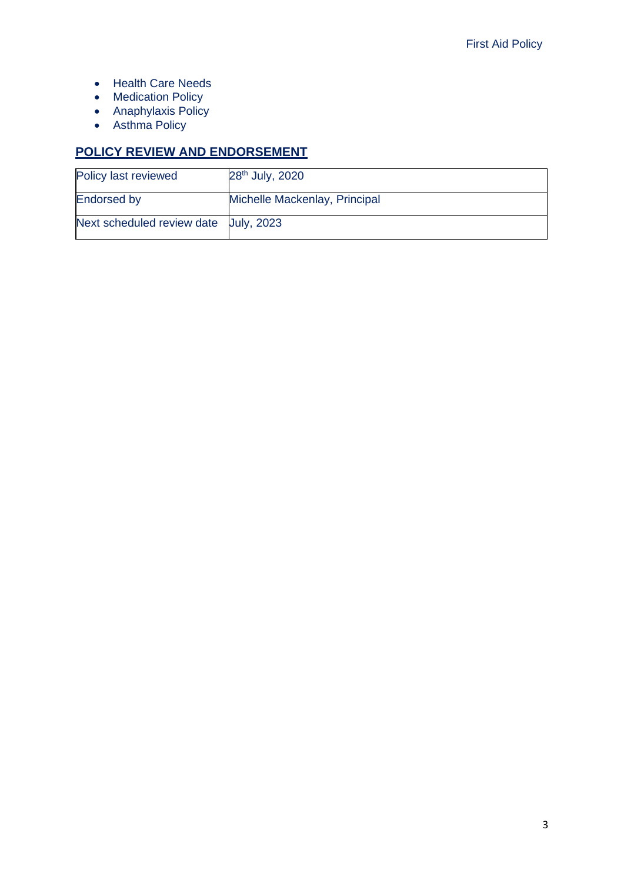- Health Care Needs
- Medication Policy
- Anaphylaxis Policy
- Asthma Policy

## POLICY REVIEW AND ENDORSEMENT

| | |
|---|---|
| Policy last reviewed | 28th July, 2020 |
| Endorsed by | Michelle Mackenlay, Principal |
| Next scheduled review date | July, 2023 |